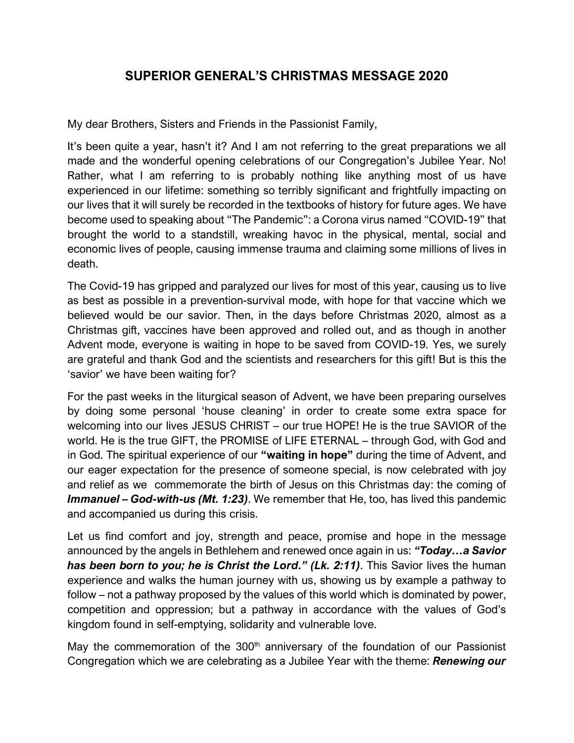# SUPERIOR GENERAL'S CHRISTMAS MESSAGE 2020

My dear Brothers, Sisters and Friends in the Passionist Family,

It's been quite a year, hasn't it? And I am not referring to the great preparations we all made and the wonderful opening celebrations of our Congregation's Jubilee Year. No! Rather, what I am referring to is probably nothing like anything most of us have experienced in our lifetime: something so terribly significant and frightfully impacting on our lives that it will surely be recorded in the textbooks of history for future ages. We have become used to speaking about "The Pandemic": a Corona virus named "COVID-19" that brought the world to a standstill, wreaking havoc in the physical, mental, social and economic lives of people, causing immense trauma and claiming some millions of lives in death.

The Covid-19 has gripped and paralyzed our lives for most of this year, causing us to live as best as possible in a prevention-survival mode, with hope for that vaccine which we believed would be our savior. Then, in the days before Christmas 2020, almost as a Christmas gift, vaccines have been approved and rolled out, and as though in another Advent mode, everyone is waiting in hope to be saved from COVID-19. Yes, we surely are grateful and thank God and the scientists and researchers for this gift! But is this the 'savior' we have been waiting for?

For the past weeks in the liturgical season of Advent, we have been preparing ourselves by doing some personal 'house cleaning' in order to create some extra space for welcoming into our lives JESUS CHRIST – our true HOPE! He is the true SAVIOR of the world. He is the true GIFT, the PROMISE of LIFE ETERNAL – through God, with God and in God. The spiritual experience of our **"waiting in hope"** during the time of Advent, and our eager expectation for the presence of someone special, is now celebrated with joy and relief as we commemorate the birth of Jesus on this Christmas day: the coming of ***Immanuel – God-with-us (Mt. 1:23)***. We remember that He, too, has lived this pandemic and accompanied us during this crisis.

Let us find comfort and joy, strength and peace, promise and hope in the message announced by the angels in Bethlehem and renewed once again in us: ***"Today…a Savior has been born to you; he is Christ the Lord." (Lk. 2:11)***. This Savior lives the human experience and walks the human journey with us, showing us by example a pathway to follow – not a pathway proposed by the values of this world which is dominated by power, competition and oppression; but a pathway in accordance with the values of God's kingdom found in self-emptying, solidarity and vulnerable love.

May the commemoration of the 300th anniversary of the foundation of our Passionist Congregation which we are celebrating as a Jubilee Year with the theme: ***Renewing our***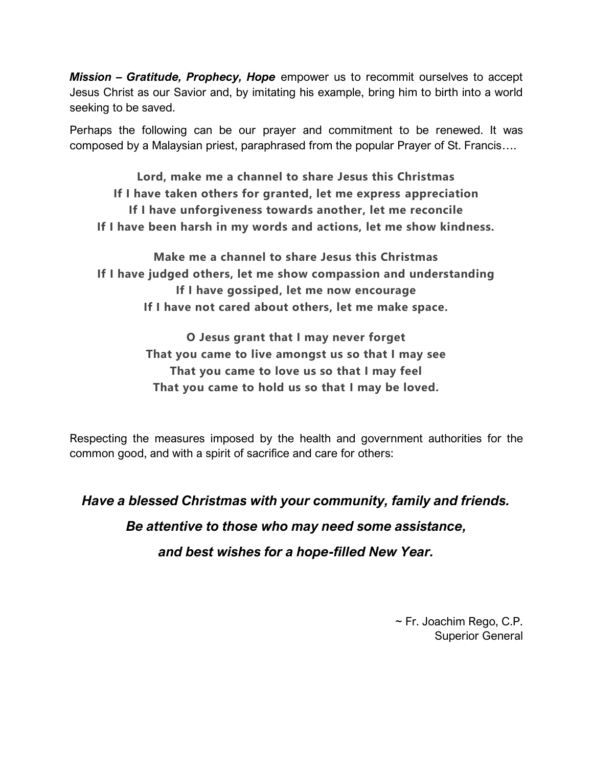***Mission – Gratitude, Prophecy, Hope*** empower us to recommit ourselves to accept Jesus Christ as our Savior and, by imitating his example, bring him to birth into a world seeking to be saved.

Perhaps the following can be our prayer and commitment to be renewed. It was composed by a Malaysian priest, paraphrased from the popular Prayer of St. Francis….

**Lord, make me a channel to share Jesus this Christmas**
**If I have taken others for granted, let me express appreciation**
**If I have unforgiveness towards another, let me reconcile**
**If I have been harsh in my words and actions, let me show kindness.**

**Make me a channel to share Jesus this Christmas**
**If I have judged others, let me show compassion and understanding**
**If I have gossiped, let me now encourage**
**If I have not cared about others, let me make space.**

**O Jesus grant that I may never forget**
**That you came to live amongst us so that I may see**
**That you came to love us so that I may feel**
**That you came to hold us so that I may be loved.**

Respecting the measures imposed by the health and government authorities for the common good, and with a spirit of sacrifice and care for others:

***Have a blessed Christmas with your community, family and friends.***

***Be attentive to those who may need some assistance,***

***and best wishes for a hope-filled New Year.***

~ Fr. Joachim Rego, C.P.
Superior General